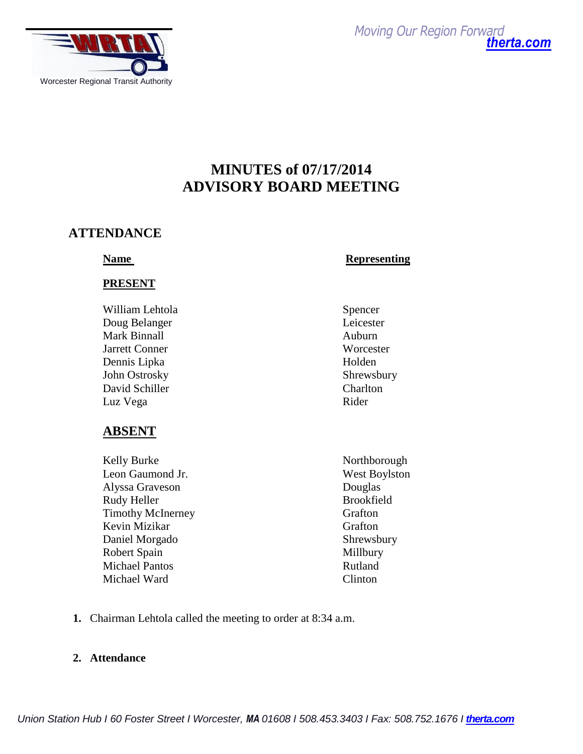# MINUTES of 07/17/2014
# ADVISORY BOARD MEETING

## ATTENDANCE

| Name | Representing |
|---|---|
| **PRESENT** | |
| William Lehtola | Spencer |
| Doug Belanger | Leicester |
| Mark Binnall | Auburn |
| Jarrett Conner | Worcester |
| Dennis Lipka | Holden |
| John Ostrosky | Shrewsbury |
| David Schiller | Charlton |
| Luz Vega | Rider |
| **ABSENT** | |
| Kelly Burke | Northborough |
| Leon Gaumond Jr. | West Boylston |
| Alyssa Graveson | Douglas |
| Rudy Heller | Brookfield |
| Timothy McInerney | Grafton |
| Kevin Mizikar | Grafton |
| Daniel Morgado | Shrewsbury |
| Robert Spain | Millbury |
| Michael Pantos | Rutland |
| Michael Ward | Clinton |

1. Chairman Lehtola called the meeting to order at 8:34 a.m.

2. **Attendance**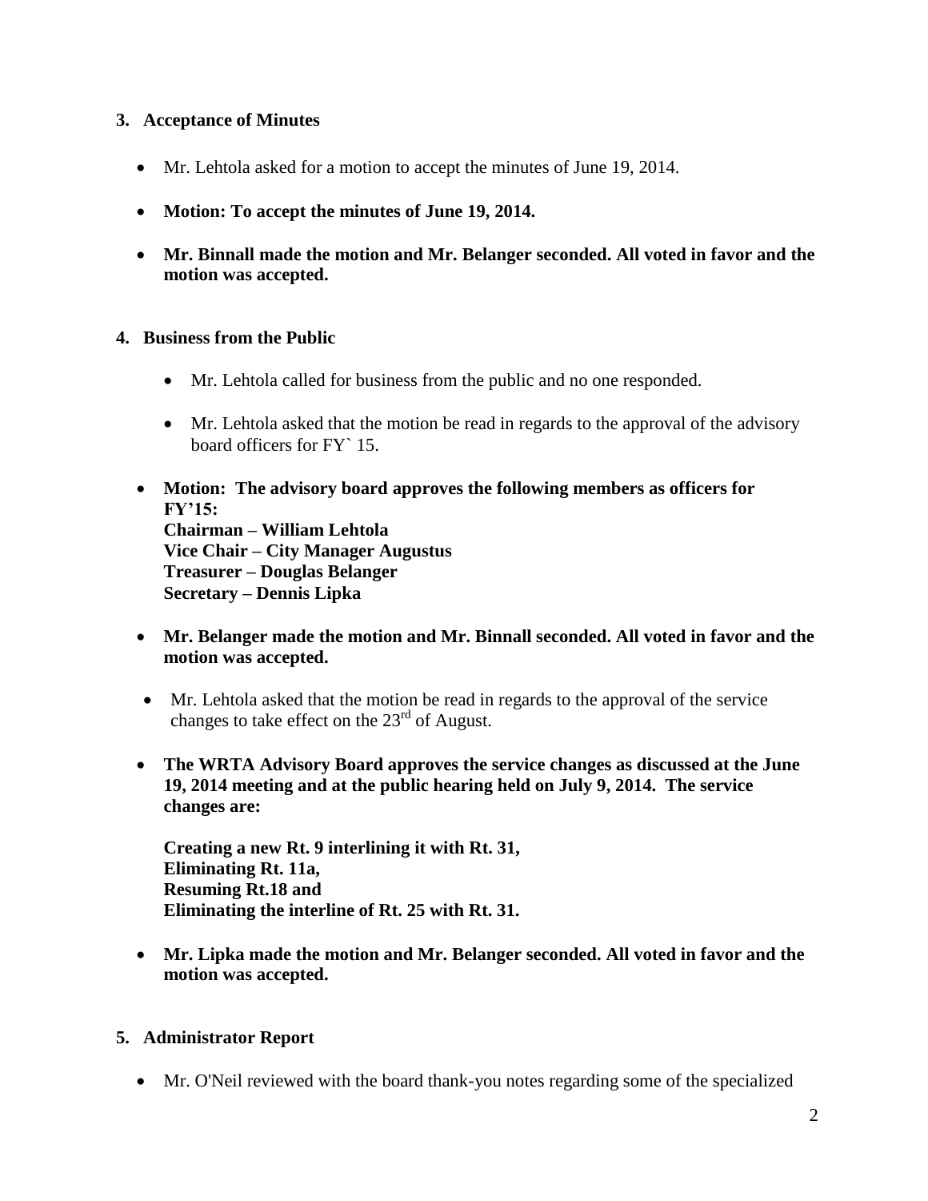## 3. Acceptance of Minutes

- Mr. Lehtola asked for a motion to accept the minutes of June 19, 2014.
- **Motion: To accept the minutes of June 19, 2014.**
- **Mr. Binnall made the motion and Mr. Belanger seconded. All voted in favor and the motion was accepted.**

## 4. Business from the Public

- Mr. Lehtola called for business from the public and no one responded.
- Mr. Lehtola asked that the motion be read in regards to the approval of the advisory board officers for FY` 15.

- **Motion: The advisory board approves the following members as officers for FY'15:**
  **Chairman – William Lehtola**
  **Vice Chair – City Manager Augustus**
  **Treasurer – Douglas Belanger**
  **Secretary – Dennis Lipka**
- **Mr. Belanger made the motion and Mr. Binnall seconded. All voted in favor and the motion was accepted.**
- Mr. Lehtola asked that the motion be read in regards to the approval of the service changes to take effect on the 23rd of August.
- **The WRTA Advisory Board approves the service changes as discussed at the June 19, 2014 meeting and at the public hearing held on July 9, 2014. The service changes are:**

  **Creating a new Rt. 9 interlining it with Rt. 31,**
  **Eliminating Rt. 11a,**
  **Resuming Rt.18 and**
  **Eliminating the interline of Rt. 25 with Rt. 31.**
- **Mr. Lipka made the motion and Mr. Belanger seconded. All voted in favor and the motion was accepted.**

## 5. Administrator Report

- Mr. O'Neil reviewed with the board thank-you notes regarding some of the specialized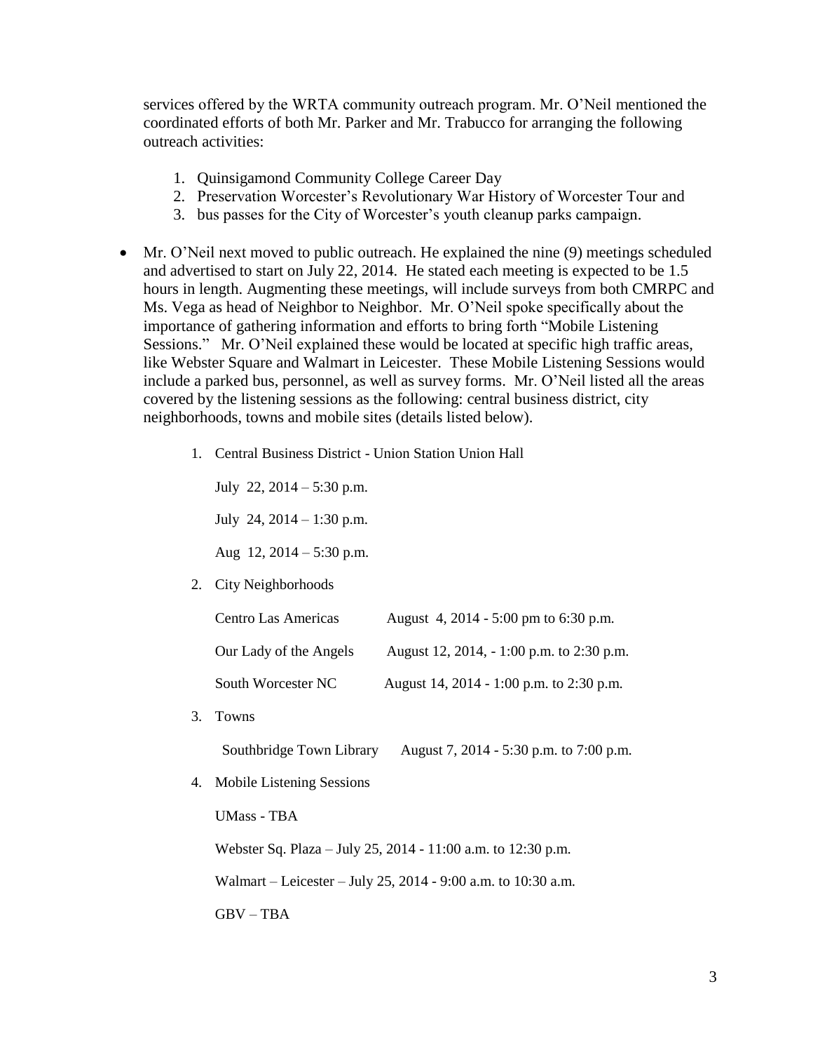services offered by the WRTA community outreach program. Mr. O'Neil mentioned the coordinated efforts of both Mr. Parker and Mr. Trabucco for arranging the following outreach activities:

1. Quinsigamond Community College Career Day
2. Preservation Worcester's Revolutionary War History of Worcester Tour and
3. bus passes for the City of Worcester's youth cleanup parks campaign.

- Mr. O'Neil next moved to public outreach. He explained the nine (9) meetings scheduled and advertised to start on July 22, 2014. He stated each meeting is expected to be 1.5 hours in length. Augmenting these meetings, will include surveys from both CMRPC and Ms. Vega as head of Neighbor to Neighbor. Mr. O'Neil spoke specifically about the importance of gathering information and efforts to bring forth "Mobile Listening Sessions." Mr. O'Neil explained these would be located at specific high traffic areas, like Webster Square and Walmart in Leicester. These Mobile Listening Sessions would include a parked bus, personnel, as well as survey forms. Mr. O'Neil listed all the areas covered by the listening sessions as the following: central business district, city neighborhoods, towns and mobile sites (details listed below).

1. Central Business District - Union Station Union Hall

   July 22, 2014 – 5:30 p.m.

   July 24, 2014 – 1:30 p.m.

   Aug 12, 2014 – 5:30 p.m.

2. City Neighborhoods

   Centro Las Americas August 4, 2014 - 5:00 pm to 6:30 p.m.

   Our Lady of the Angels August 12, 2014, - 1:00 p.m. to 2:30 p.m.

   South Worcester NC August 14, 2014 - 1:00 p.m. to 2:30 p.m.

3. Towns

   Southbridge Town Library August 7, 2014 - 5:30 p.m. to 7:00 p.m.

4. Mobile Listening Sessions

   UMass - TBA

   Webster Sq. Plaza – July 25, 2014 - 11:00 a.m. to 12:30 p.m.

   Walmart – Leicester – July 25, 2014 - 9:00 a.m. to 10:30 a.m.

   GBV – TBA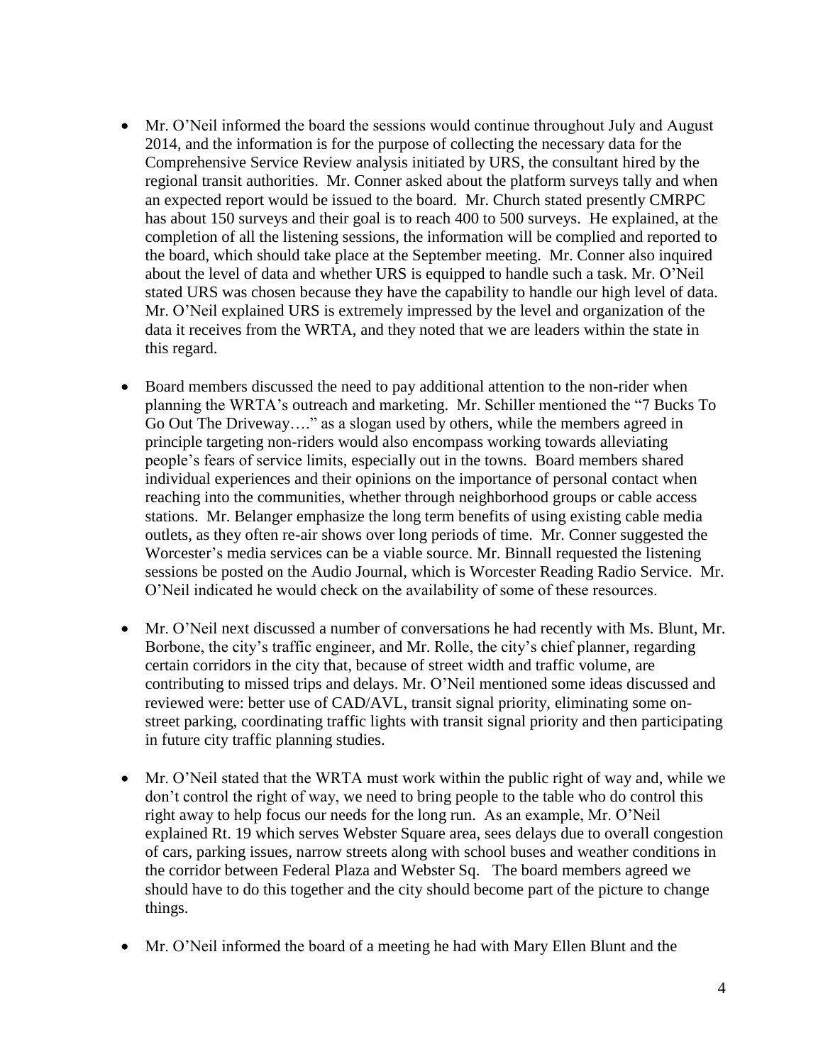- Mr. O'Neil informed the board the sessions would continue throughout July and August 2014, and the information is for the purpose of collecting the necessary data for the Comprehensive Service Review analysis initiated by URS, the consultant hired by the regional transit authorities. Mr. Conner asked about the platform surveys tally and when an expected report would be issued to the board. Mr. Church stated presently CMRPC has about 150 surveys and their goal is to reach 400 to 500 surveys. He explained, at the completion of all the listening sessions, the information will be complied and reported to the board, which should take place at the September meeting. Mr. Conner also inquired about the level of data and whether URS is equipped to handle such a task. Mr. O'Neil stated URS was chosen because they have the capability to handle our high level of data. Mr. O'Neil explained URS is extremely impressed by the level and organization of the data it receives from the WRTA, and they noted that we are leaders within the state in this regard.

- Board members discussed the need to pay additional attention to the non-rider when planning the WRTA's outreach and marketing. Mr. Schiller mentioned the "7 Bucks To Go Out The Driveway…." as a slogan used by others, while the members agreed in principle targeting non-riders would also encompass working towards alleviating people's fears of service limits, especially out in the towns. Board members shared individual experiences and their opinions on the importance of personal contact when reaching into the communities, whether through neighborhood groups or cable access stations. Mr. Belanger emphasize the long term benefits of using existing cable media outlets, as they often re-air shows over long periods of time. Mr. Conner suggested the Worcester's media services can be a viable source. Mr. Binnall requested the listening sessions be posted on the Audio Journal, which is Worcester Reading Radio Service. Mr. O'Neil indicated he would check on the availability of some of these resources.

- Mr. O'Neil next discussed a number of conversations he had recently with Ms. Blunt, Mr. Borbone, the city's traffic engineer, and Mr. Rolle, the city's chief planner, regarding certain corridors in the city that, because of street width and traffic volume, are contributing to missed trips and delays. Mr. O'Neil mentioned some ideas discussed and reviewed were: better use of CAD/AVL, transit signal priority, eliminating some on-street parking, coordinating traffic lights with transit signal priority and then participating in future city traffic planning studies.

- Mr. O'Neil stated that the WRTA must work within the public right of way and, while we don't control the right of way, we need to bring people to the table who do control this right away to help focus our needs for the long run. As an example, Mr. O'Neil explained Rt. 19 which serves Webster Square area, sees delays due to overall congestion of cars, parking issues, narrow streets along with school buses and weather conditions in the corridor between Federal Plaza and Webster Sq. The board members agreed we should have to do this together and the city should become part of the picture to change things.

- Mr. O'Neil informed the board of a meeting he had with Mary Ellen Blunt and the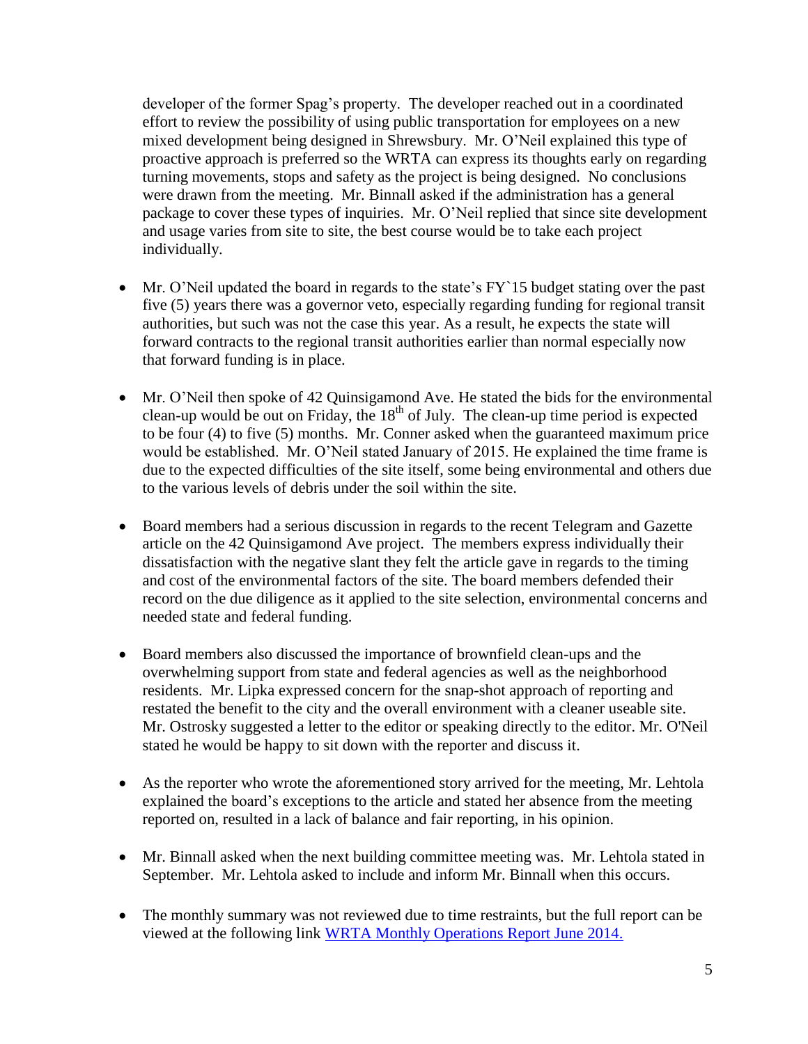developer of the former Spag's property. The developer reached out in a coordinated effort to review the possibility of using public transportation for employees on a new mixed development being designed in Shrewsbury. Mr. O'Neil explained this type of proactive approach is preferred so the WRTA can express its thoughts early on regarding turning movements, stops and safety as the project is being designed. No conclusions were drawn from the meeting. Mr. Binnall asked if the administration has a general package to cover these types of inquiries. Mr. O'Neil replied that since site development and usage varies from site to site, the best course would be to take each project individually.

- Mr. O'Neil updated the board in regards to the state's FY`15 budget stating over the past five (5) years there was a governor veto, especially regarding funding for regional transit authorities, but such was not the case this year. As a result, he expects the state will forward contracts to the regional transit authorities earlier than normal especially now that forward funding is in place.

- Mr. O'Neil then spoke of 42 Quinsigamond Ave. He stated the bids for the environmental clean-up would be out on Friday, the 18th of July. The clean-up time period is expected to be four (4) to five (5) months. Mr. Conner asked when the guaranteed maximum price would be established. Mr. O'Neil stated January of 2015. He explained the time frame is due to the expected difficulties of the site itself, some being environmental and others due to the various levels of debris under the soil within the site.

- Board members had a serious discussion in regards to the recent Telegram and Gazette article on the 42 Quinsigamond Ave project. The members express individually their dissatisfaction with the negative slant they felt the article gave in regards to the timing and cost of the environmental factors of the site. The board members defended their record on the due diligence as it applied to the site selection, environmental concerns and needed state and federal funding.

- Board members also discussed the importance of brownfield clean-ups and the overwhelming support from state and federal agencies as well as the neighborhood residents. Mr. Lipka expressed concern for the snap-shot approach of reporting and restated the benefit to the city and the overall environment with a cleaner useable site. Mr. Ostrosky suggested a letter to the editor or speaking directly to the editor. Mr. O'Neil stated he would be happy to sit down with the reporter and discuss it.

- As the reporter who wrote the aforementioned story arrived for the meeting, Mr. Lehtola explained the board's exceptions to the article and stated her absence from the meeting reported on, resulted in a lack of balance and fair reporting, in his opinion.

- Mr. Binnall asked when the next building committee meeting was. Mr. Lehtola stated in September. Mr. Lehtola asked to include and inform Mr. Binnall when this occurs.

- The monthly summary was not reviewed due to time restraints, but the full report can be viewed at the following link [WRTA Monthly Operations Report June 2014.]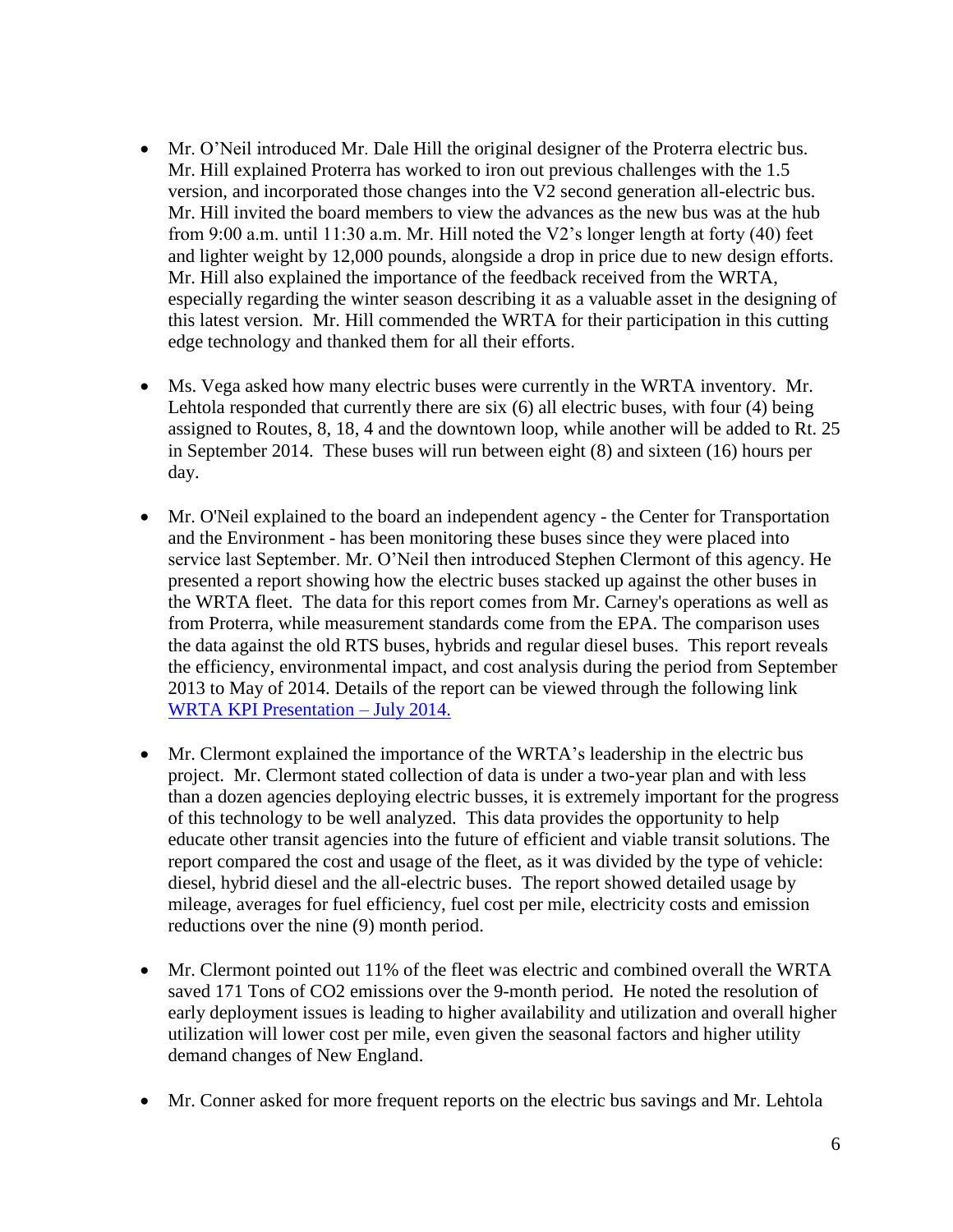- Mr. O'Neil introduced Mr. Dale Hill the original designer of the Proterra electric bus. Mr. Hill explained Proterra has worked to iron out previous challenges with the 1.5 version, and incorporated those changes into the V2 second generation all-electric bus. Mr. Hill invited the board members to view the advances as the new bus was at the hub from 9:00 a.m. until 11:30 a.m. Mr. Hill noted the V2's longer length at forty (40) feet and lighter weight by 12,000 pounds, alongside a drop in price due to new design efforts. Mr. Hill also explained the importance of the feedback received from the WRTA, especially regarding the winter season describing it as a valuable asset in the designing of this latest version. Mr. Hill commended the WRTA for their participation in this cutting edge technology and thanked them for all their efforts.

- Ms. Vega asked how many electric buses were currently in the WRTA inventory. Mr. Lehtola responded that currently there are six (6) all electric buses, with four (4) being assigned to Routes, 8, 18, 4 and the downtown loop, while another will be added to Rt. 25 in September 2014. These buses will run between eight (8) and sixteen (16) hours per day.

- Mr. O'Neil explained to the board an independent agency - the Center for Transportation and the Environment - has been monitoring these buses since they were placed into service last September. Mr. O'Neil then introduced Stephen Clermont of this agency. He presented a report showing how the electric buses stacked up against the other buses in the WRTA fleet. The data for this report comes from Mr. Carney's operations as well as from Proterra, while measurement standards come from the EPA. The comparison uses the data against the old RTS buses, hybrids and regular diesel buses. This report reveals the efficiency, environmental impact, and cost analysis during the period from September 2013 to May of 2014. Details of the report can be viewed through the following link [WRTA KPI Presentation – July 2014.]

- Mr. Clermont explained the importance of the WRTA's leadership in the electric bus project. Mr. Clermont stated collection of data is under a two-year plan and with less than a dozen agencies deploying electric busses, it is extremely important for the progress of this technology to be well analyzed. This data provides the opportunity to help educate other transit agencies into the future of efficient and viable transit solutions. The report compared the cost and usage of the fleet, as it was divided by the type of vehicle: diesel, hybrid diesel and the all-electric buses. The report showed detailed usage by mileage, averages for fuel efficiency, fuel cost per mile, electricity costs and emission reductions over the nine (9) month period.

- Mr. Clermont pointed out 11% of the fleet was electric and combined overall the WRTA saved 171 Tons of $CO_2$ emissions over the 9-month period. He noted the resolution of early deployment issues is leading to higher availability and utilization and overall higher utilization will lower cost per mile, even given the seasonal factors and higher utility demand changes of New England.

- Mr. Conner asked for more frequent reports on the electric bus savings and Mr. Lehtola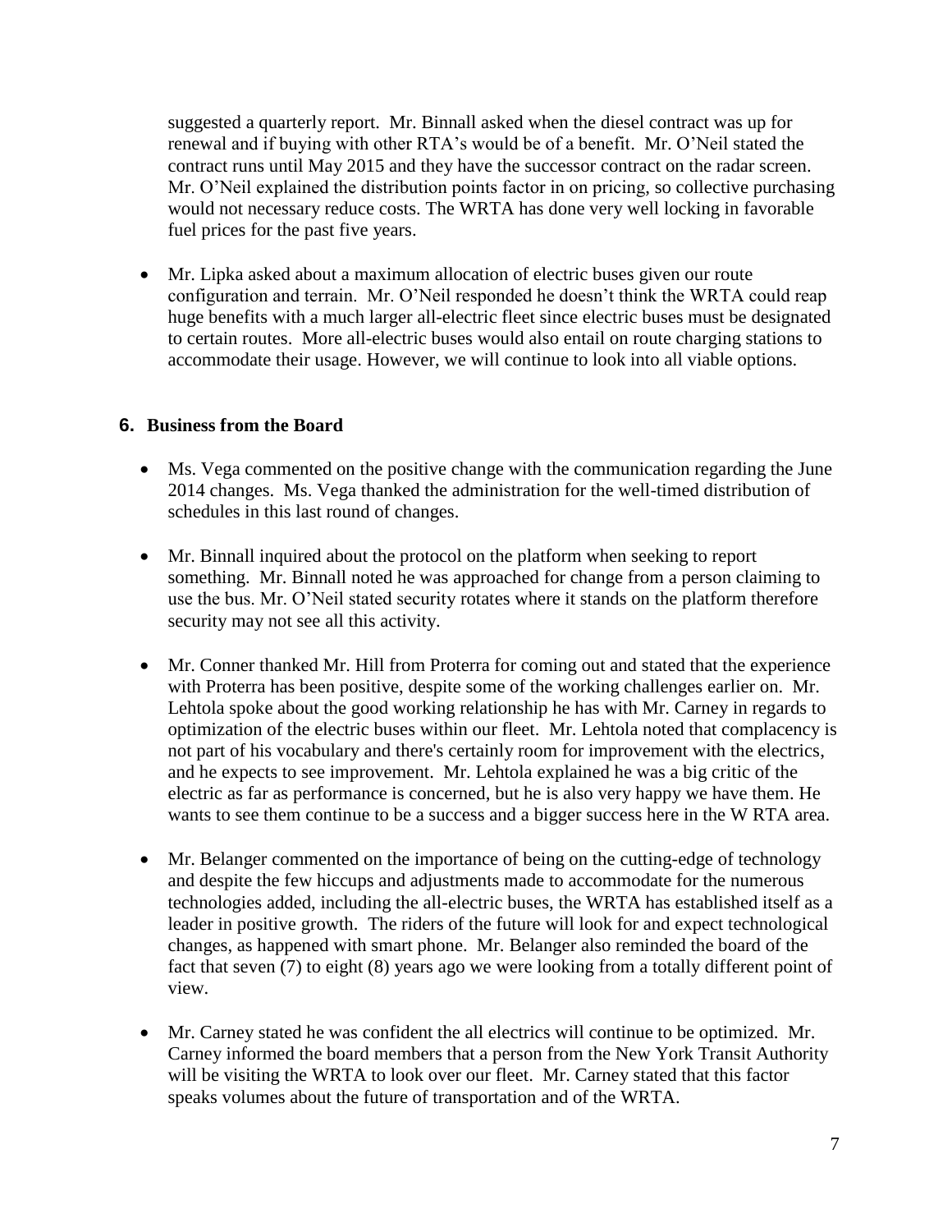suggested a quarterly report. Mr. Binnall asked when the diesel contract was up for renewal and if buying with other RTA's would be of a benefit. Mr. O'Neil stated the contract runs until May 2015 and they have the successor contract on the radar screen. Mr. O'Neil explained the distribution points factor in on pricing, so collective purchasing would not necessary reduce costs. The WRTA has done very well locking in favorable fuel prices for the past five years.

- Mr. Lipka asked about a maximum allocation of electric buses given our route configuration and terrain. Mr. O'Neil responded he doesn't think the WRTA could reap huge benefits with a much larger all-electric fleet since electric buses must be designated to certain routes. More all-electric buses would also entail on route charging stations to accommodate their usage. However, we will continue to look into all viable options.

## 6. Business from the Board

- Ms. Vega commented on the positive change with the communication regarding the June 2014 changes. Ms. Vega thanked the administration for the well-timed distribution of schedules in this last round of changes.

- Mr. Binnall inquired about the protocol on the platform when seeking to report something. Mr. Binnall noted he was approached for change from a person claiming to use the bus. Mr. O'Neil stated security rotates where it stands on the platform therefore security may not see all this activity.

- Mr. Conner thanked Mr. Hill from Proterra for coming out and stated that the experience with Proterra has been positive, despite some of the working challenges earlier on. Mr. Lehtola spoke about the good working relationship he has with Mr. Carney in regards to optimization of the electric buses within our fleet. Mr. Lehtola noted that complacency is not part of his vocabulary and there's certainly room for improvement with the electrics, and he expects to see improvement. Mr. Lehtola explained he was a big critic of the electric as far as performance is concerned, but he is also very happy we have them. He wants to see them continue to be a success and a bigger success here in the W RTA area.

- Mr. Belanger commented on the importance of being on the cutting-edge of technology and despite the few hiccups and adjustments made to accommodate for the numerous technologies added, including the all-electric buses, the WRTA has established itself as a leader in positive growth. The riders of the future will look for and expect technological changes, as happened with smart phone. Mr. Belanger also reminded the board of the fact that seven (7) to eight (8) years ago we were looking from a totally different point of view.

- Mr. Carney stated he was confident the all electrics will continue to be optimized. Mr. Carney informed the board members that a person from the New York Transit Authority will be visiting the WRTA to look over our fleet. Mr. Carney stated that this factor speaks volumes about the future of transportation and of the WRTA.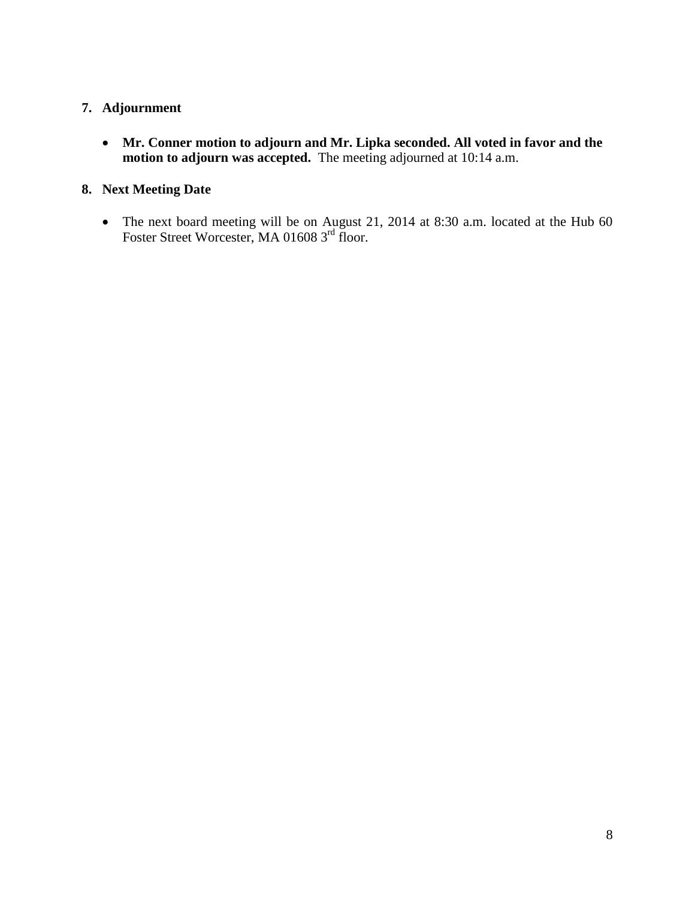## 7. Adjournment

- **Mr. Conner motion to adjourn and Mr. Lipka seconded. All voted in favor and the motion to adjourn was accepted.** The meeting adjourned at 10:14 a.m.

## 8. Next Meeting Date

- The next board meeting will be on August 21, 2014 at 8:30 a.m. located at the Hub 60 Foster Street Worcester, MA 01608 3rd floor.